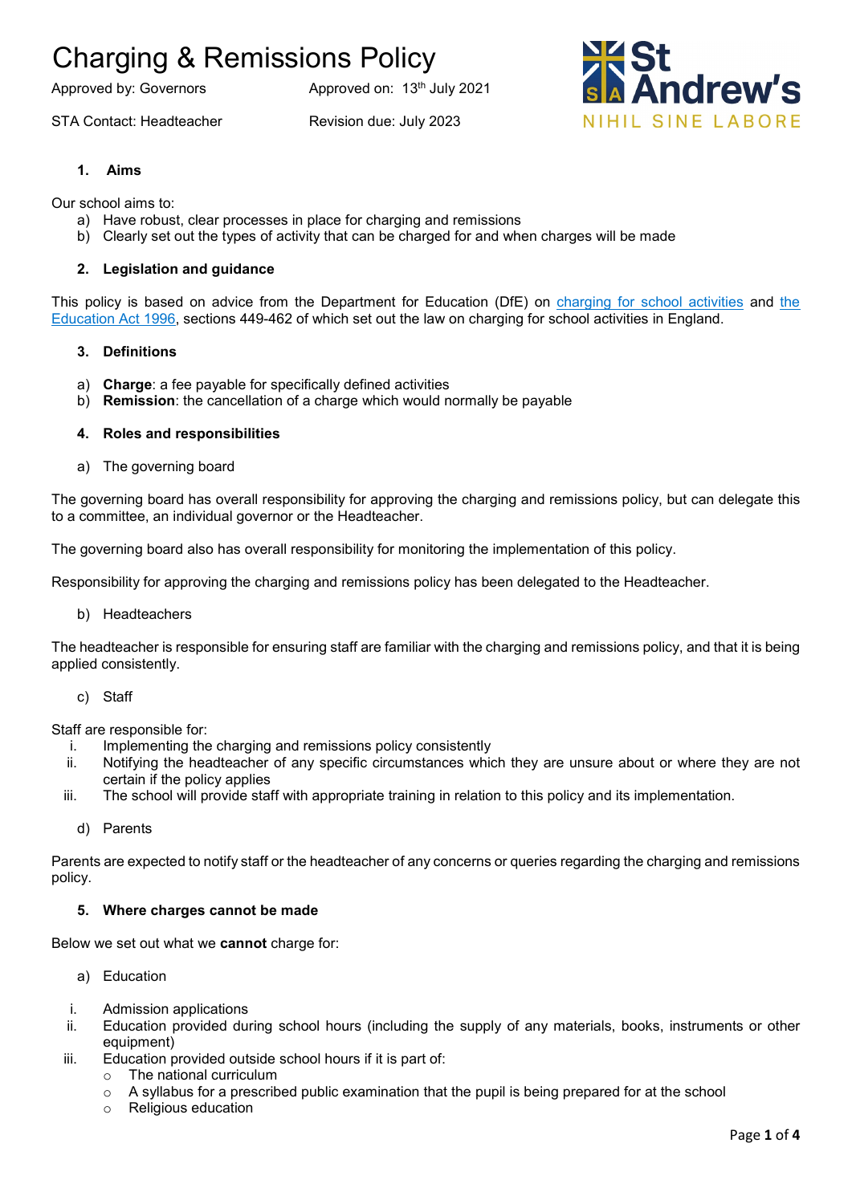# Charging & Remissions Policy

Approved by: Governors | Approved on: 13th July 2021

STA Contact: Headteacher | Revision due: July 2023

St Andrew's
NIHIL SINE LABORE

## 1. Aims

Our school aims to:

a) Have robust, clear processes in place for charging and remissions
b) Clearly set out the types of activity that can be charged for and when charges will be made

## 2. Legislation and guidance

This policy is based on advice from the Department for Education (DfE) on [charging for school activities](#) and [the Education Act 1996](#), sections 449-462 of which set out the law on charging for school activities in England.

## 3. Definitions

a) **Charge**: a fee payable for specifically defined activities
b) **Remission**: the cancellation of a charge which would normally be payable

## 4. Roles and responsibilities

### a) The governing board

The governing board has overall responsibility for approving the charging and remissions policy, but can delegate this to a committee, an individual governor or the Headteacher.

The governing board also has overall responsibility for monitoring the implementation of this policy.

Responsibility for approving the charging and remissions policy has been delegated to the Headteacher.

### b) Headteachers

The headteacher is responsible for ensuring staff are familiar with the charging and remissions policy, and that it is being applied consistently.

### c) Staff

Staff are responsible for:

i. Implementing the charging and remissions policy consistently
ii. Notifying the headteacher of any specific circumstances which they are unsure about or where they are not certain if the policy applies
iii. The school will provide staff with appropriate training in relation to this policy and its implementation.

### d) Parents

Parents are expected to notify staff or the headteacher of any concerns or queries regarding the charging and remissions policy.

## 5. Where charges cannot be made

Below we set out what we **cannot** charge for:

### a) Education

i. Admission applications
ii. Education provided during school hours (including the supply of any materials, books, instruments or other equipment)
iii. Education provided outside school hours if it is part of:
   - The national curriculum
   - A syllabus for a prescribed public examination that the pupil is being prepared for at the school
   - Religious education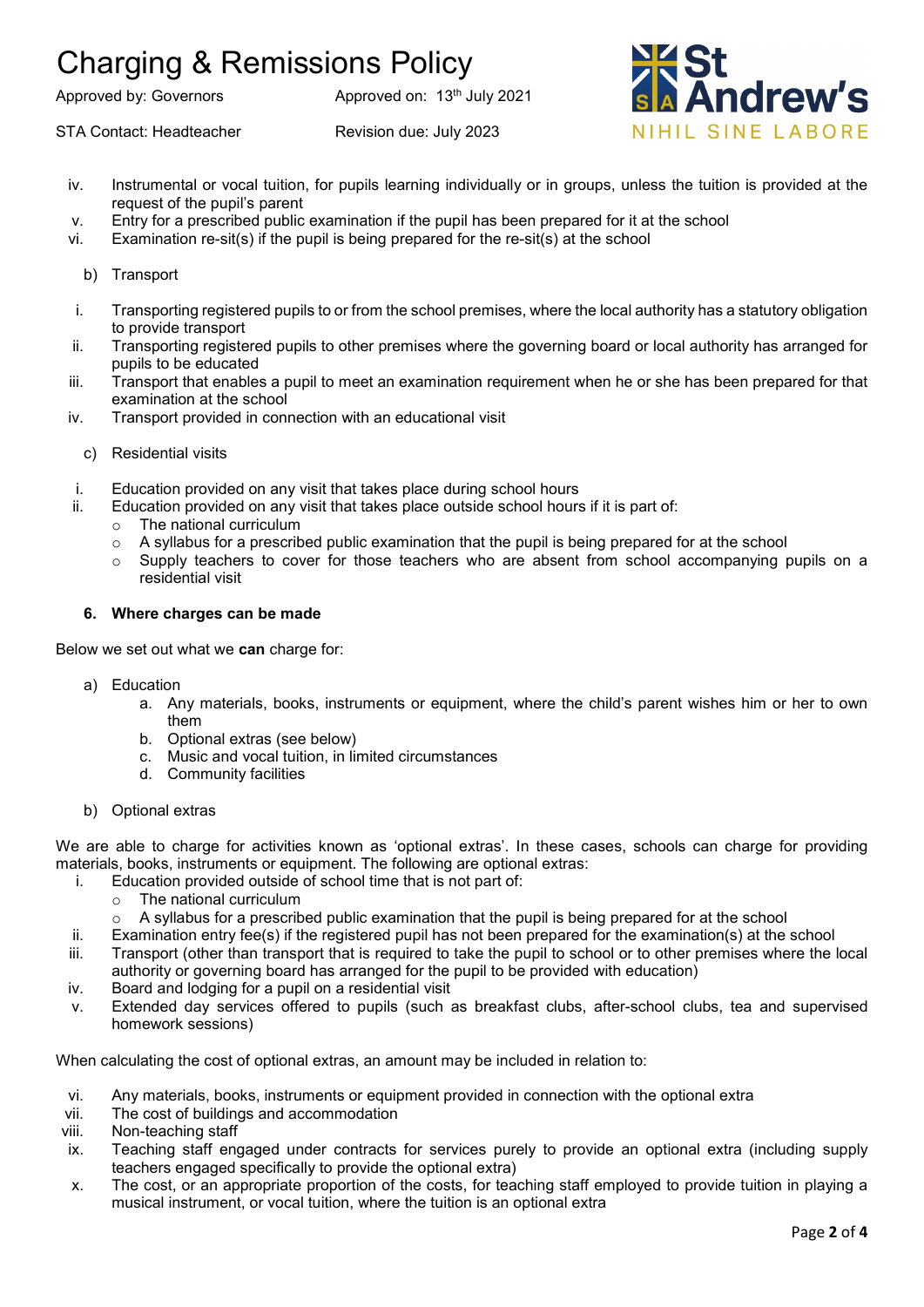iv. Instrumental or vocal tuition, for pupils learning individually or in groups, unless the tuition is provided at the request of the pupil's parent
v. Entry for a prescribed public examination if the pupil has been prepared for it at the school
vi. Examination re-sit(s) if the pupil is being prepared for the re-sit(s) at the school

b) Transport

i. Transporting registered pupils to or from the school premises, where the local authority has a statutory obligation to provide transport
ii. Transporting registered pupils to other premises where the governing board or local authority has arranged for pupils to be educated
iii. Transport that enables a pupil to meet an examination requirement when he or she has been prepared for that examination at the school
iv. Transport provided in connection with an educational visit

c) Residential visits

i. Education provided on any visit that takes place during school hours
ii. Education provided on any visit that takes place outside school hours if it is part of:
   - The national curriculum
   - A syllabus for a prescribed public examination that the pupil is being prepared for at the school
   - Supply teachers to cover for those teachers who are absent from school accompanying pupils on a residential visit

**6. Where charges can be made**

Below we set out what we **can** charge for:

a) Education
   a. Any materials, books, instruments or equipment, where the child's parent wishes him or her to own them
   b. Optional extras (see below)
   c. Music and vocal tuition, in limited circumstances
   d. Community facilities

b) Optional extras

We are able to charge for activities known as 'optional extras'. In these cases, schools can charge for providing materials, books, instruments or equipment. The following are optional extras:

i. Education provided outside of school time that is not part of:
   - The national curriculum
   - A syllabus for a prescribed public examination that the pupil is being prepared for at the school
ii. Examination entry fee(s) if the registered pupil has not been prepared for the examination(s) at the school
iii. Transport (other than transport that is required to take the pupil to school or to other premises where the local authority or governing board has arranged for the pupil to be provided with education)
iv. Board and lodging for a pupil on a residential visit
v. Extended day services offered to pupils (such as breakfast clubs, after-school clubs, tea and supervised homework sessions)

When calculating the cost of optional extras, an amount may be included in relation to:

vi. Any materials, books, instruments or equipment provided in connection with the optional extra
vii. The cost of buildings and accommodation
viii. Non-teaching staff
ix. Teaching staff engaged under contracts for services purely to provide an optional extra (including supply teachers engaged specifically to provide the optional extra)
x. The cost, or an appropriate proportion of the costs, for teaching staff employed to provide tuition in playing a musical instrument, or vocal tuition, where the tuition is an optional extra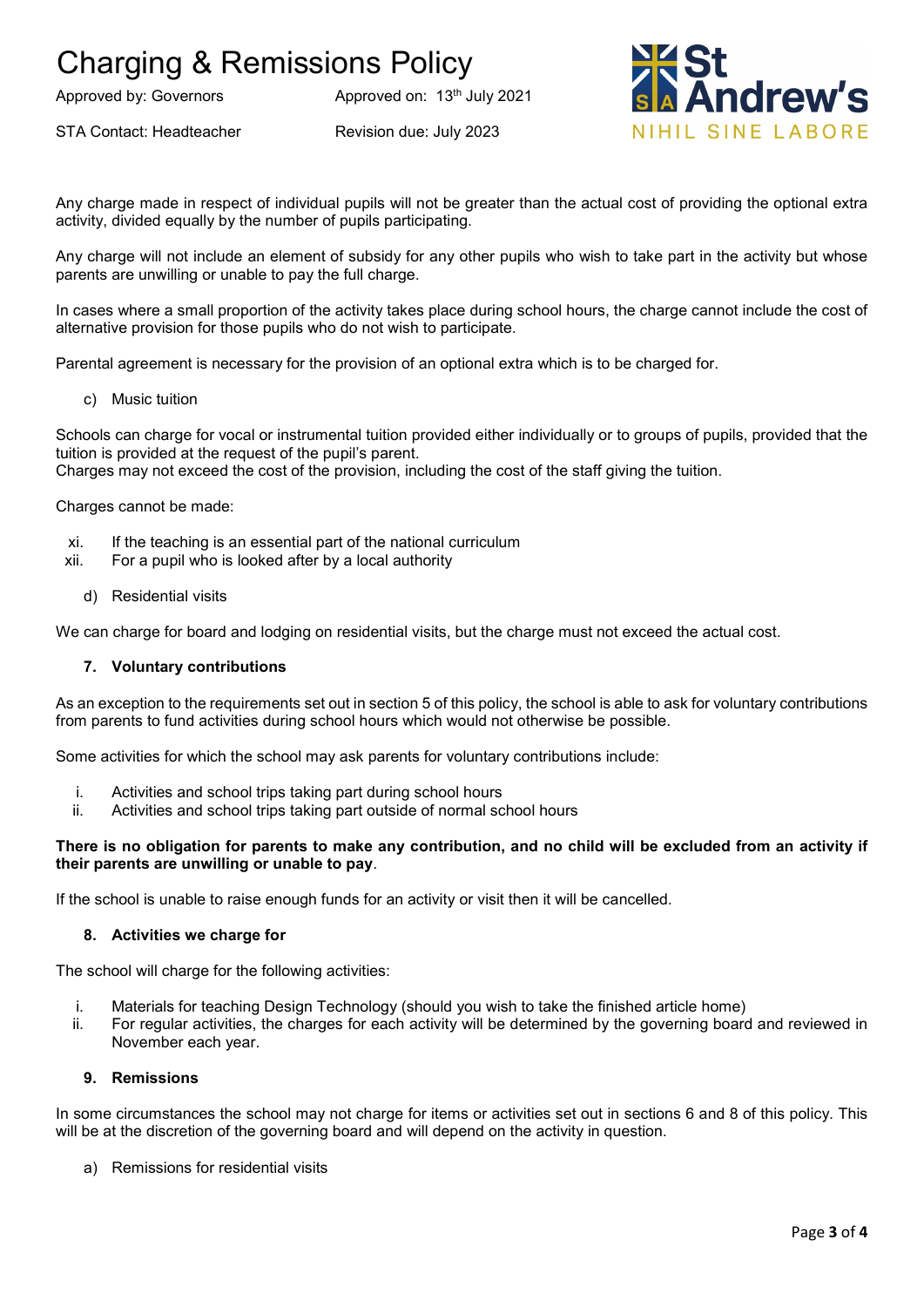Any charge made in respect of individual pupils will not be greater than the actual cost of providing the optional extra activity, divided equally by the number of pupils participating.

Any charge will not include an element of subsidy for any other pupils who wish to take part in the activity but whose parents are unwilling or unable to pay the full charge.

In cases where a small proportion of the activity takes place during school hours, the charge cannot include the cost of alternative provision for those pupils who do not wish to participate.

Parental agreement is necessary for the provision of an optional extra which is to be charged for.

c) Music tuition

Schools can charge for vocal or instrumental tuition provided either individually or to groups of pupils, provided that the tuition is provided at the request of the pupil's parent.
Charges may not exceed the cost of the provision, including the cost of the staff giving the tuition.

Charges cannot be made:

xi. If the teaching is an essential part of the national curriculum
xii. For a pupil who is looked after by a local authority

d) Residential visits

We can charge for board and lodging on residential visits, but the charge must not exceed the actual cost.

## 7. Voluntary contributions

As an exception to the requirements set out in section 5 of this policy, the school is able to ask for voluntary contributions from parents to fund activities during school hours which would not otherwise be possible.

Some activities for which the school may ask parents for voluntary contributions include:

i. Activities and school trips taking part during school hours
ii. Activities and school trips taking part outside of normal school hours

**There is no obligation for parents to make any contribution, and no child will be excluded from an activity if their parents are unwilling or unable to pay**.

If the school is unable to raise enough funds for an activity or visit then it will be cancelled.

## 8. Activities we charge for

The school will charge for the following activities:

i. Materials for teaching Design Technology (should you wish to take the finished article home)
ii. For regular activities, the charges for each activity will be determined by the governing board and reviewed in November each year.

## 9. Remissions

In some circumstances the school may not charge for items or activities set out in sections 6 and 8 of this policy. This will be at the discretion of the governing board and will depend on the activity in question.

a) Remissions for residential visits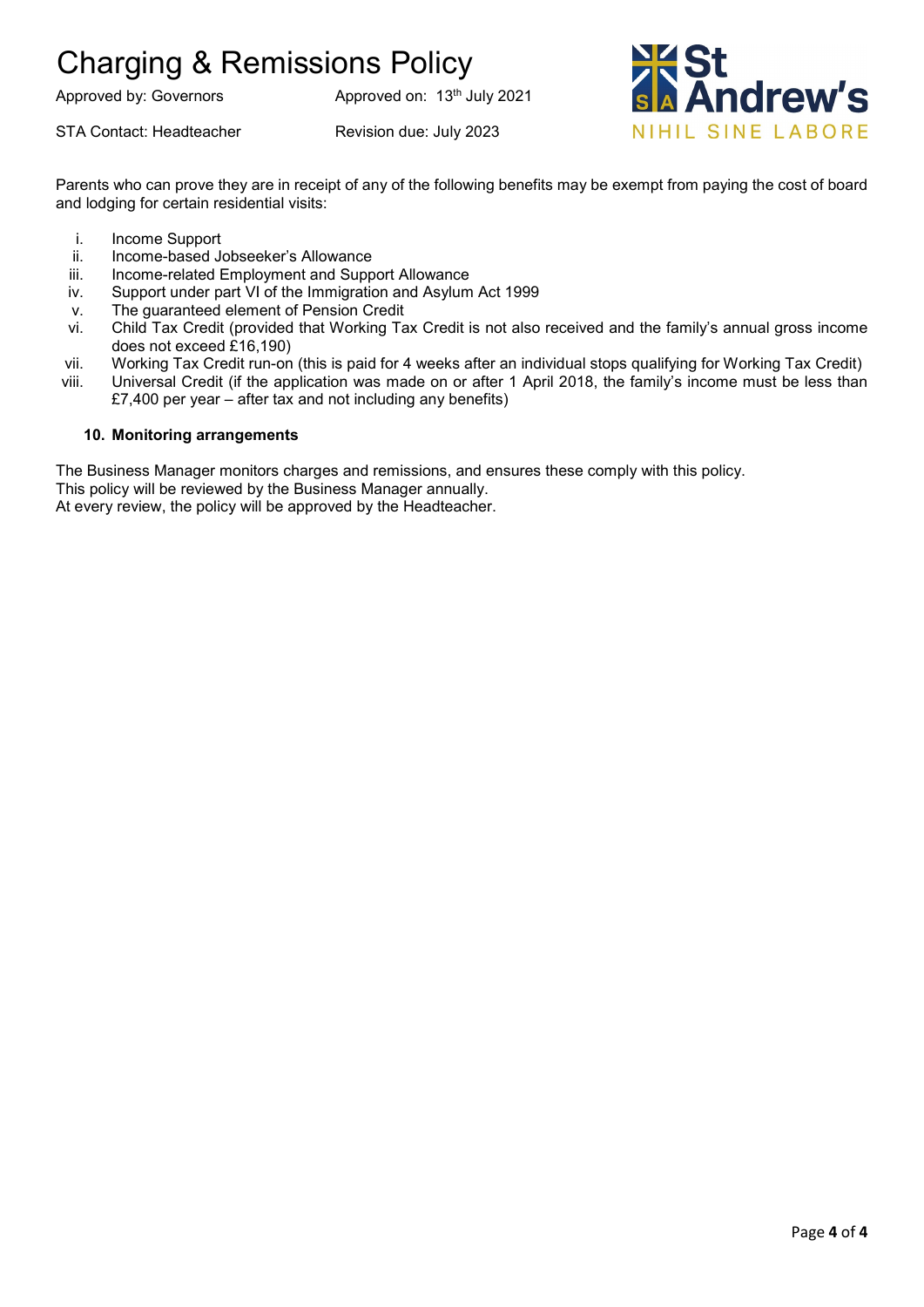Parents who can prove they are in receipt of any of the following benefits may be exempt from paying the cost of board and lodging for certain residential visits:

i. Income Support
ii. Income-based Jobseeker's Allowance
iii. Income-related Employment and Support Allowance
iv. Support under part VI of the Immigration and Asylum Act 1999
v. The guaranteed element of Pension Credit
vi. Child Tax Credit (provided that Working Tax Credit is not also received and the family's annual gross income does not exceed £16,190)
vii. Working Tax Credit run-on (this is paid for 4 weeks after an individual stops qualifying for Working Tax Credit)
viii. Universal Credit (if the application was made on or after 1 April 2018, the family's income must be less than £7,400 per year – after tax and not including any benefits)

### 10. Monitoring arrangements

The Business Manager monitors charges and remissions, and ensures these comply with this policy.
This policy will be reviewed by the Business Manager annually.
At every review, the policy will be approved by the Headteacher.